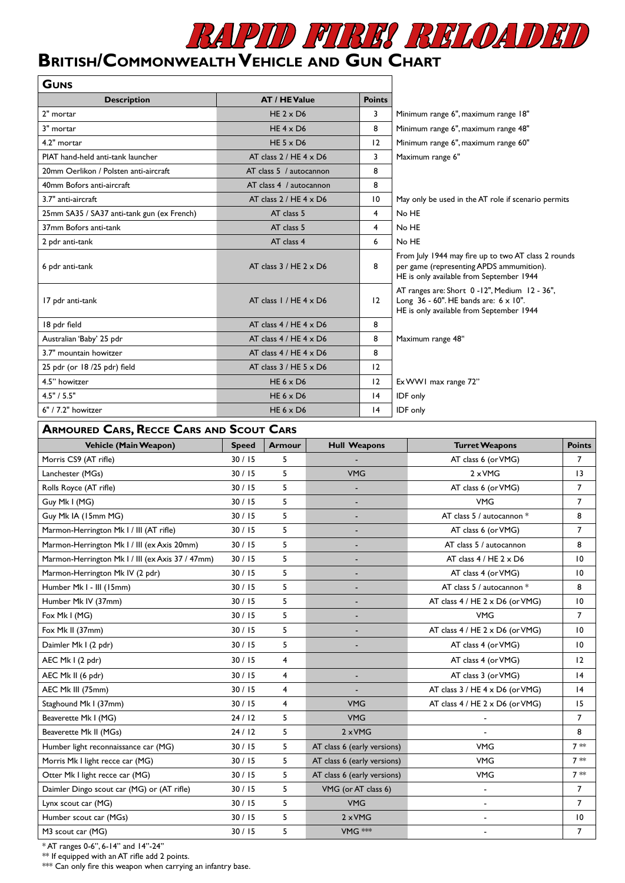# RAPID FIRE! RELOADED

## British/Commonwealth Vehicle and Gun Chart

### Guns

| Description | AT / HE Value | Points | |
|---|---|---|---|
| 2" mortar | HE 2 x D6 | 3 | Minimum range 6", maximum range 18" |
| 3" mortar | HE 4 x D6 | 8 | Minimum range 6", maximum range 48" |
| 4.2" mortar | HE 5 x D6 | 12 | Minimum range 6", maximum range 60" |
| PIAT hand-held anti-tank launcher | AT class 2 / HE 4 x D6 | 3 | Maximum range 6" |
| 20mm Oerlikon / Polsten anti-aircraft | AT class 5 / autocannon | 8 | |
| 40mm Bofors anti-aircraft | AT class 4 / autocannon | 8 | |
| 3.7" anti-aircraft | AT class 2 / HE 4 x D6 | 10 | May only be used in the AT role if scenario permits |
| 25mm SA35 / SA37 anti-tank gun (ex French) | AT class 5 | 4 | No HE |
| 37mm Bofors anti-tank | AT class 5 | 4 | No HE |
| 2 pdr anti-tank | AT class 4 | 6 | No HE |
| 6 pdr anti-tank | AT class 3 / HE 2 x D6 | 8 | From July 1944 may fire up to two AT class 2 rounds per game (representing APDS ammunition). HE is only available from September 1944 |
| 17 pdr anti-tank | AT class 1 / HE 4 x D6 | 12 | AT ranges are: Short 0 -12", Medium 12 - 36", Long 36 - 60". HE bands are: 6 x 10". HE is only available from September 1944 |
| 18 pdr field | AT class 4 / HE 4 x D6 | 8 | |
| Australian 'Baby' 25 pdr | AT class 4 / HE 4 x D6 | 8 | Maximum range 48" |
| 3.7" mountain howitzer | AT class 4 / HE 4 x D6 | 8 | |
| 25 pdr (or 18 /25 pdr) field | AT class 3 / HE 5 x D6 | 12 | |
| 4.5" howitzer | HE 6 x D6 | 12 | Ex WW1 max range 72" |
| 4.5" / 5.5" | HE 6 x D6 | 14 | IDF only |
| 6" / 7.2" howitzer | HE 6 x D6 | 14 | IDF only |

### Armoured Cars, Recce Cars and Scout Cars

| Vehicle (Main Weapon) | Speed | Armour | Hull Weapons | Turret Weapons | Points |
|---|---|---|---|---|---|
| Morris CS9 (AT rifle) | 30 / 15 | 5 | - | AT class 6 (or VMG) | 7 |
| Lanchester (MGs) | 30 / 15 | 5 | VMG | 2 x VMG | 13 |
| Rolls Royce (AT rifle) | 30 / 15 | 5 | - | AT class 6 (or VMG) | 7 |
| Guy Mk I (MG) | 30 / 15 | 5 | - | VMG | 7 |
| Guy Mk IA (15mm MG) | 30 / 15 | 5 | - | AT class 5 / autocannon * | 8 |
| Marmon-Herrington Mk I / III (AT rifle) | 30 / 15 | 5 | - | AT class 6 (or VMG) | 7 |
| Marmon-Herrington Mk I / III (ex Axis 20mm) | 30 / 15 | 5 | - | AT class 5 / autocannon | 8 |
| Marmon-Herrington Mk I / III (ex Axis 37 / 47mm) | 30 / 15 | 5 | - | AT class 4 / HE 2 x D6 | 10 |
| Marmon-Herrington Mk IV (2 pdr) | 30 / 15 | 5 | - | AT class 4 (or VMG) | 10 |
| Humber Mk I - III (15mm) | 30 / 15 | 5 | - | AT class 5 / autocannon * | 8 |
| Humber Mk IV (37mm) | 30 / 15 | 5 | - | AT class 4 / HE 2 x D6 (or VMG) | 10 |
| Fox Mk I (MG) | 30 / 15 | 5 | - | VMG | 7 |
| Fox Mk II (37mm) | 30 / 15 | 5 | - | AT class 4 / HE 2 x D6 (or VMG) | 10 |
| Daimler Mk I (2 pdr) | 30 / 15 | 5 | - | AT class 4 (or VMG) | 10 |
| AEC Mk I (2 pdr) | 30 / 15 | 4 | | AT class 4 (or VMG) | 12 |
| AEC Mk II (6 pdr) | 30 / 15 | 4 | - | AT class 3 (or VMG) | 14 |
| AEC Mk III (75mm) | 30 / 15 | 4 | - | AT class 3 / HE 4 x D6 (or VMG) | 14 |
| Staghound Mk I (37mm) | 30 / 15 | 4 | VMG | AT class 4 / HE 2 x D6 (or VMG) | 15 |
| Beaverette Mk I (MG) | 24 / 12 | 5 | VMG | - | 7 |
| Beaverette Mk II (MGs) | 24 / 12 | 5 | 2 x VMG | - | 8 |
| Humber light reconnaissance car (MG) | 30 / 15 | 5 | AT class 6 (early versions) | VMG | 7 ** |
| Morris Mk I light recce car (MG) | 30 / 15 | 5 | AT class 6 (early versions) | VMG | 7 ** |
| Otter Mk I light recce car (MG) | 30 / 15 | 5 | AT class 6 (early versions) | VMG | 7 ** |
| Daimler Dingo scout car (MG) or (AT rifle) | 30 / 15 | 5 | VMG (or AT class 6) | - | 7 |
| Lynx scout car (MG) | 30 / 15 | 5 | VMG | - | 7 |
| Humber scout car (MGs) | 30 / 15 | 5 | 2 x VMG | - | 10 |
| M3 scout car (MG) | 30 / 15 | 5 | VMG *** | - | 7 |

\* AT ranges 0-6", 6-14" and 14"-24"

** If equipped with an AT rifle add 2 points.

*** Can only fire this weapon when carrying an infantry base.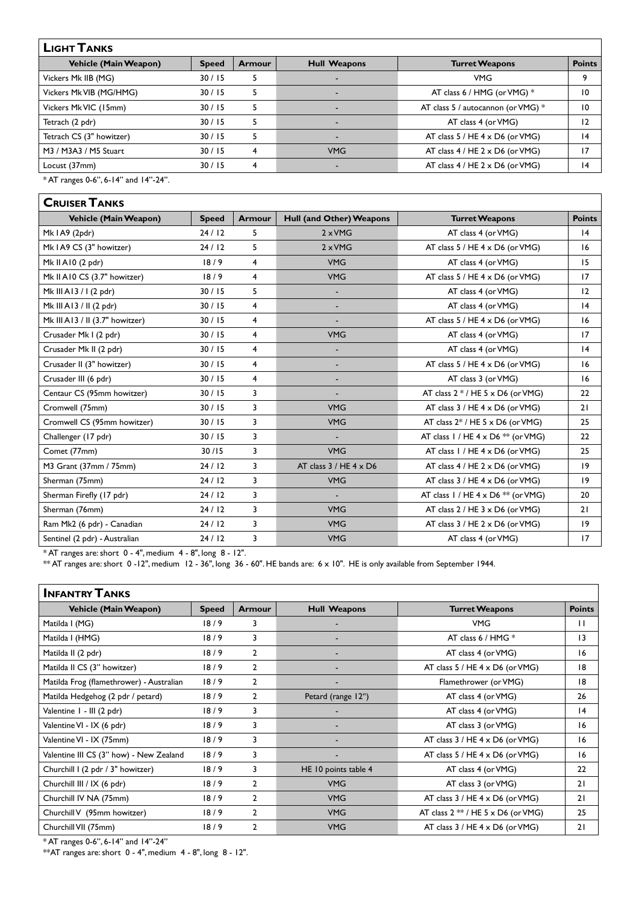## Light Tanks

| Vehicle (Main Weapon) | Speed | Armour | Hull Weapons | Turret Weapons | Points |
|---|---|---|---|---|---|
| Vickers Mk IIB (MG) | 30 / 15 | 5 | - | VMG | 9 |
| Vickers Mk VIB (MG/HMG) | 30 / 15 | 5 | - | AT class 6 / HMG (or VMG) * | 10 |
| Vickers Mk VIC (15mm) | 30 / 15 | 5 | - | AT class 5 / autocannon (or VMG) * | 10 |
| Tetrach (2 pdr) | 30 / 15 | 5 | - | AT class 4 (or VMG) | 12 |
| Tetrach CS (3" howitzer) | 30 / 15 | 5 | - | AT class 5 / HE 4 x D6 (or VMG) | 14 |
| M3 / M3A3 / M5 Stuart | 30 / 15 | 4 | VMG | AT class 4 / HE 2 x D6 (or VMG) | 17 |
| Locust (37mm) | 30 / 15 | 4 | - | AT class 4 / HE 2 x D6 (or VMG) | 14 |

* AT ranges 0-6", 6-14" and 14"-24".

## Cruiser Tanks

| Vehicle (Main Weapon) | Speed | Armour | Hull (and Other) Weapons | Turret Weapons | Points |
|---|---|---|---|---|---|
| Mk I A9 (2pdr) | 24 / 12 | 5 | 2 x VMG | AT class 4 (or VMG) | 14 |
| Mk I A9 CS (3" howitzer) | 24 / 12 | 5 | 2 x VMG | AT class 5 / HE 4 x D6 (or VMG) | 16 |
| Mk II A10 (2 pdr) | 18 / 9 | 4 | VMG | AT class 4 (or VMG) | 15 |
| Mk II A10 CS (3.7" howitzer) | 18 / 9 | 4 | VMG | AT class 5 / HE 4 x D6 (or VMG) | 17 |
| Mk III A13 / I (2 pdr) | 30 / 15 | 5 | - | AT class 4 (or VMG) | 12 |
| Mk III A13 / II (2 pdr) | 30 / 15 | 4 | - | AT class 4 (or VMG) | 14 |
| Mk III A13 / II (3.7" howitzer) | 30 / 15 | 4 | - | AT class 5 / HE 4 x D6 (or VMG) | 16 |
| Crusader Mk I (2 pdr) | 30 / 15 | 4 | VMG | AT class 4 (or VMG) | 17 |
| Crusader Mk II (2 pdr) | 30 / 15 | 4 | - | AT class 4 (or VMG) | 14 |
| Crusader II (3" howitzer) | 30 / 15 | 4 | - | AT class 5 / HE 4 x D6 (or VMG) | 16 |
| Crusader III (6 pdr) | 30 / 15 | 4 | - | AT class 3 (or VMG) | 16 |
| Centaur CS (95mm howitzer) | 30 / 15 | 3 | - | AT class 2 * / HE 5 x D6 (or VMG) | 22 |
| Cromwell (75mm) | 30 / 15 | 3 | VMG | AT class 3 / HE 4 x D6 (or VMG) | 21 |
| Cromwell CS (95mm howitzer) | 30 / 15 | 3 | VMG | AT class 2* / HE 5 x D6 (or VMG) | 25 |
| Challenger (17 pdr) | 30 / 15 | 3 | - | AT class 1 / HE 4 x D6 ** (or VMG) | 22 |
| Comet (77mm) | 30 /15 | 3 | VMG | AT class 1 / HE 4 x D6 (or VMG) | 25 |
| M3 Grant (37mm / 75mm) | 24 / 12 | 3 | AT class 3 / HE 4 x D6 | AT class 4 / HE 2 x D6 (or VMG) | 19 |
| Sherman (75mm) | 24 / 12 | 3 | VMG | AT class 3 / HE 4 x D6 (or VMG) | 19 |
| Sherman Firefly (17 pdr) | 24 / 12 | 3 | - | AT class 1 / HE 4 x D6 ** (or VMG) | 20 |
| Sherman (76mm) | 24 / 12 | 3 | VMG | AT class 2 / HE 3 x D6 (or VMG) | 21 |
| Ram Mk2 (6 pdr) - Canadian | 24 / 12 | 3 | VMG | AT class 3 / HE 2 x D6 (or VMG) | 19 |
| Sentinel (2 pdr) - Australian | 24 / 12 | 3 | VMG | AT class 4 (or VMG) | 17 |

* AT ranges are: short 0 - 4", medium 4 - 8", long 8 - 12".
** AT ranges are: short 0 -12", medium 12 - 36", long 36 - 60". HE bands are: 6 x 10". HE is only available from September 1944.

## Infantry Tanks

| Vehicle (Main Weapon) | Speed | Armour | Hull Weapons | Turret Weapons | Points |
|---|---|---|---|---|---|
| Matilda I (MG) | 18 / 9 | 3 | - | VMG | 11 |
| Matilda I (HMG) | 18 / 9 | 3 | - | AT class 6 / HMG * | 13 |
| Matilda II (2 pdr) | 18 / 9 | 2 | - | AT class 4 (or VMG) | 16 |
| Matilda II CS (3" howitzer) | 18 / 9 | 2 | - | AT class 5 / HE 4 x D6 (or VMG) | 18 |
| Matilda Frog (flamethrower) - Australian | 18 / 9 | 2 | - | Flamethrower (or VMG) | 18 |
| Matilda Hedgehog (2 pdr / petard) | 18 / 9 | 2 | Petard (range 12") | AT class 4 (or VMG) | 26 |
| Valentine I - III (2 pdr) | 18 / 9 | 3 | - | AT class 4 (or VMG) | 14 |
| Valentine VI - IX (6 pdr) | 18 / 9 | 3 | - | AT class 3 (or VMG) | 16 |
| Valentine VI - IX (75mm) | 18 / 9 | 3 | - | AT class 3 / HE 4 x D6 (or VMG) | 16 |
| Valentine III CS (3" how) - New Zealand | 18 / 9 | 3 | - | AT class 5 / HE 4 x D6 (or VMG) | 16 |
| Churchill I (2 pdr / 3" howitzer) | 18 / 9 | 3 | HE 10 points table 4 | AT class 4 (or VMG) | 22 |
| Churchill III / IX (6 pdr) | 18 / 9 | 2 | VMG | AT class 3 (or VMG) | 21 |
| Churchill IV NA (75mm) | 18 / 9 | 2 | VMG | AT class 3 / HE 4 x D6 (or VMG) | 21 |
| Churchill V (95mm howitzer) | 18 / 9 | 2 | VMG | AT class 2 ** / HE 5 x D6 (or VMG) | 25 |
| Churchill VII (75mm) | 18 / 9 | 2 | VMG | AT class 3 / HE 4 x D6 (or VMG) | 21 |

* AT ranges 0-6", 6-14" and 14"-24"
**AT ranges are: short 0 - 4", medium 4 - 8", long 8 - 12".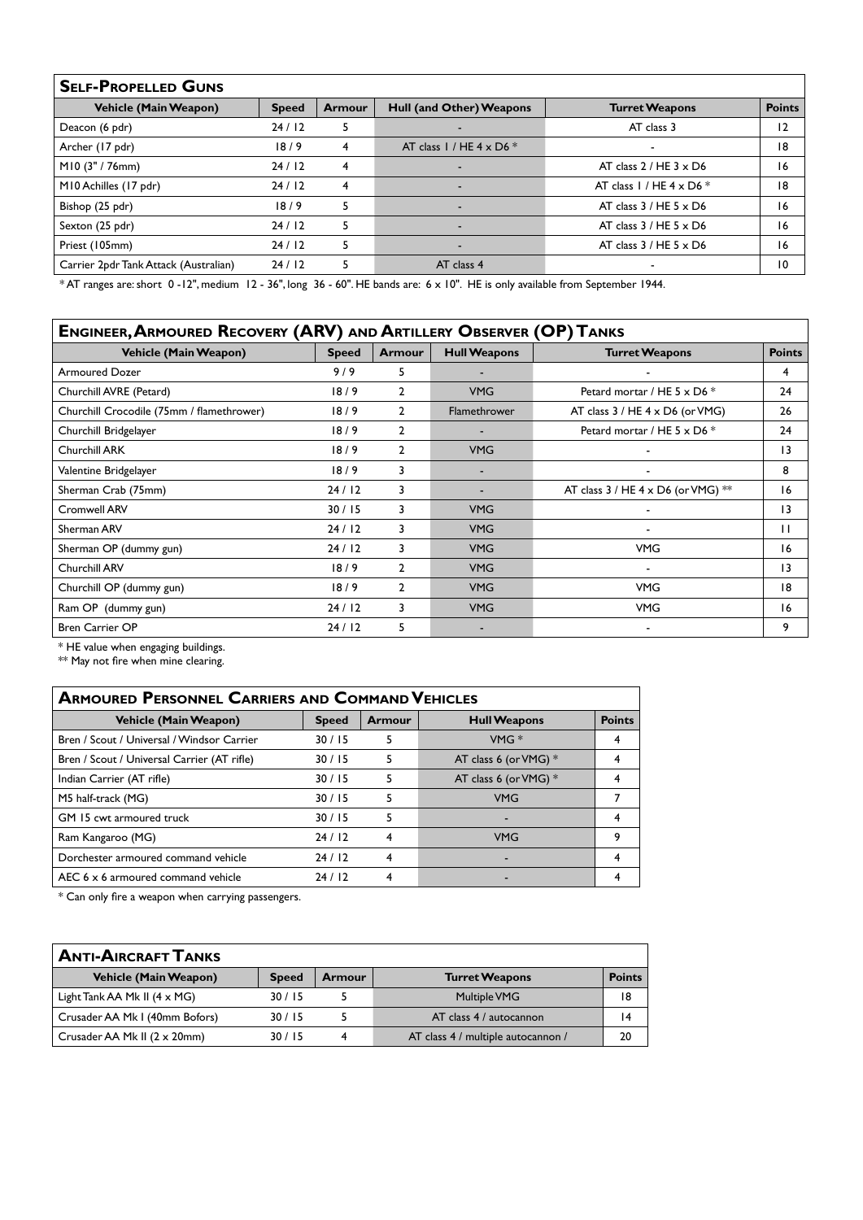## Self-Propelled Guns

| Vehicle (Main Weapon) | Speed | Armour | Hull (and Other) Weapons | Turret Weapons | Points |
|---|---|---|---|---|---|
| Deacon (6 pdr) | 24 / 12 | 5 | - | AT class 3 | 12 |
| Archer (17 pdr) | 18 / 9 | 4 | AT class 1 / HE 4 x D6 * | - | 18 |
| M10 (3" / 76mm) | 24 / 12 | 4 | - | AT class 2 / HE 3 x D6 | 16 |
| M10 Achilles (17 pdr) | 24 / 12 | 4 | - | AT class 1 / HE 4 x D6 * | 18 |
| Bishop (25 pdr) | 18 / 9 | 5 | - | AT class 3 / HE 5 x D6 | 16 |
| Sexton (25 pdr) | 24 / 12 | 5 | - | AT class 3 / HE 5 x D6 | 16 |
| Priest (105mm) | 24 / 12 | 5 | - | AT class 3 / HE 5 x D6 | 16 |
| Carrier 2pdr Tank Attack (Australian) | 24 / 12 | 5 | AT class 4 | - | 10 |

* AT ranges are: short 0 -12", medium 12 - 36", long 36 - 60". HE bands are: 6 x 10". HE is only available from September 1944.

## Engineer, Armoured Recovery (ARV) and Artillery Observer (OP) Tanks

| Vehicle (Main Weapon) | Speed | Armour | Hull Weapons | Turret Weapons | Points |
|---|---|---|---|---|---|
| Armoured Dozer | 9 / 9 | 5 | - | - | 4 |
| Churchill AVRE (Petard) | 18 / 9 | 2 | VMG | Petard mortar / HE 5 x D6 * | 24 |
| Churchill Crocodile (75mm / flamethrower) | 18 / 9 | 2 | Flamethrower | AT class 3 / HE 4 x D6 (or VMG) | 26 |
| Churchill Bridgelayer | 18 / 9 | 2 | - | Petard mortar / HE 5 x D6 * | 24 |
| Churchill ARK | 18 / 9 | 2 | VMG | - | 13 |
| Valentine Bridgelayer | 18 / 9 | 3 | - | - | 8 |
| Sherman Crab (75mm) | 24 / 12 | 3 | - | AT class 3 / HE 4 x D6 (or VMG) ** | 16 |
| Cromwell ARV | 30 / 15 | 3 | VMG | - | 13 |
| Sherman ARV | 24 / 12 | 3 | VMG | - | 11 |
| Sherman OP (dummy gun) | 24 / 12 | 3 | VMG | VMG | 16 |
| Churchill ARV | 18 / 9 | 2 | VMG | - | 13 |
| Churchill OP (dummy gun) | 18 / 9 | 2 | VMG | VMG | 18 |
| Ram OP (dummy gun) | 24 / 12 | 3 | VMG | VMG | 16 |
| Bren Carrier OP | 24 / 12 | 5 | - | - | 9 |

* HE value when engaging buildings.
** May not fire when mine clearing.

## Armoured Personnel Carriers and Command Vehicles

| Vehicle (Main Weapon) | Speed | Armour | Hull Weapons | Points |
|---|---|---|---|---|
| Bren / Scout / Universal / Windsor Carrier | 30 / 15 | 5 | VMG * | 4 |
| Bren / Scout / Universal Carrier (AT rifle) | 30 / 15 | 5 | AT class 6 (or VMG) * | 4 |
| Indian Carrier (AT rifle) | 30 / 15 | 5 | AT class 6 (or VMG) * | 4 |
| M5 half-track (MG) | 30 / 15 | 5 | VMG | 7 |
| GM 15 cwt armoured truck | 30 / 15 | 5 | - | 4 |
| Ram Kangaroo (MG) | 24 / 12 | 4 | VMG | 9 |
| Dorchester armoured command vehicle | 24 / 12 | 4 | - | 4 |
| AEC 6 x 6 armoured command vehicle | 24 / 12 | 4 | - | 4 |

* Can only fire a weapon when carrying passengers.

## Anti-Aircraft Tanks

| Vehicle (Main Weapon) | Speed | Armour | Turret Weapons | Points |
|---|---|---|---|---|
| Light Tank AA Mk II (4 x MG) | 30 / 15 | 5 | Multiple VMG | 18 |
| Crusader AA Mk I (40mm Bofors) | 30 / 15 | 5 | AT class 4 / autocannon | 14 |
| Crusader AA Mk II (2 x 20mm) | 30 / 15 | 4 | AT class 4 / multiple autocannon / | 20 |